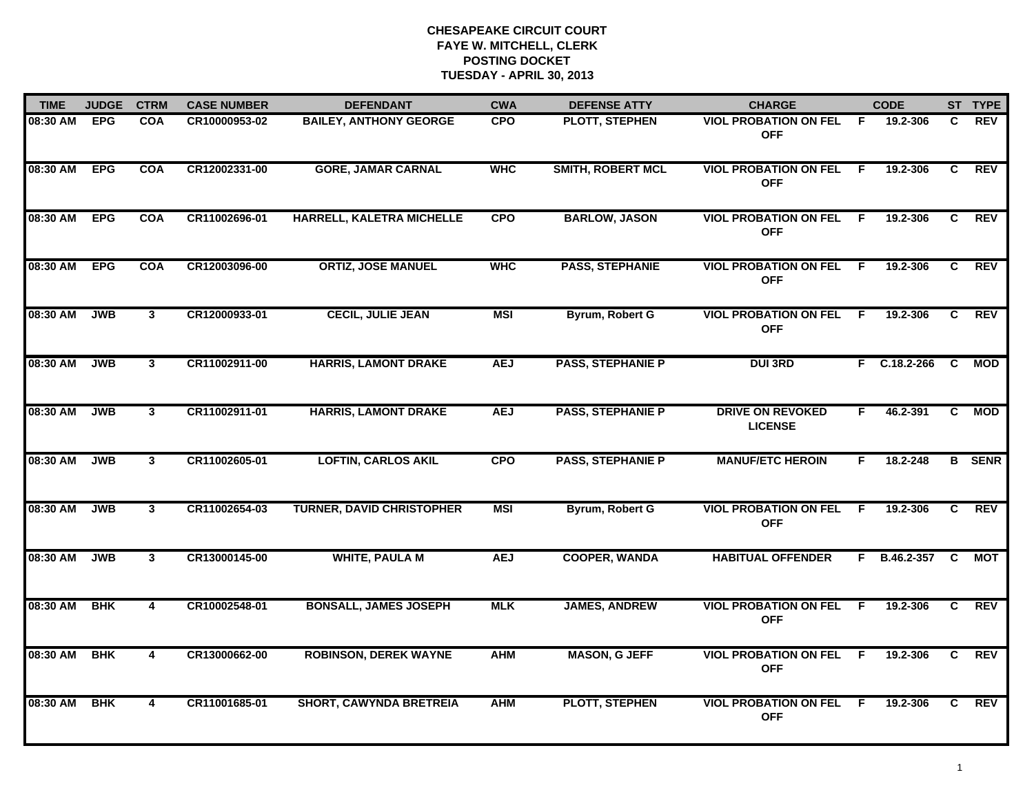# CHESAPEAKE CIRCUIT COURT
## FAYE W. MITCHELL, CLERK
## POSTING DOCKET
## TUESDAY - APRIL 30, 2013

| TIME | JUDGE | CTRM | CASE NUMBER | DEFENDANT | CWA | DEFENSE ATTY | CHARGE | | CODE | ST | TYPE |
|---|---|---|---|---|---|---|---|---|---|---|---|
| 08:30 AM | EPG | COA | CR10000953-02 | BAILEY, ANTHONY GEORGE | CPO | PLOTT, STEPHEN | VIOL PROBATION ON FEL OFF | F | 19.2-306 | C | REV |
| 08:30 AM | EPG | COA | CR12002331-00 | GORE, JAMAR CARNAL | WHC | SMITH, ROBERT MCL | VIOL PROBATION ON FEL OFF | F | 19.2-306 | C | REV |
| 08:30 AM | EPG | COA | CR11002696-01 | HARRELL, KALETRA MICHELLE | CPO | BARLOW, JASON | VIOL PROBATION ON FEL OFF | F | 19.2-306 | C | REV |
| 08:30 AM | EPG | COA | CR12003096-00 | ORTIZ, JOSE MANUEL | WHC | PASS, STEPHANIE | VIOL PROBATION ON FEL OFF | F | 19.2-306 | C | REV |
| 08:30 AM | JWB | 3 | CR12000933-01 | CECIL, JULIE JEAN | MSI | Byrum, Robert G | VIOL PROBATION ON FEL OFF | F | 19.2-306 | C | REV |
| 08:30 AM | JWB | 3 | CR11002911-00 | HARRIS, LAMONT DRAKE | AEJ | PASS, STEPHANIE P | DUI 3RD | F | C.18.2-266 | C | MOD |
| 08:30 AM | JWB | 3 | CR11002911-01 | HARRIS, LAMONT DRAKE | AEJ | PASS, STEPHANIE P | DRIVE ON REVOKED LICENSE | F | 46.2-391 | C | MOD |
| 08:30 AM | JWB | 3 | CR11002605-01 | LOFTIN, CARLOS AKIL | CPO | PASS, STEPHANIE P | MANUF/ETC HEROIN | F | 18.2-248 | B | SENR |
| 08:30 AM | JWB | 3 | CR11002654-03 | TURNER, DAVID CHRISTOPHER | MSI | Byrum, Robert G | VIOL PROBATION ON FEL OFF | F | 19.2-306 | C | REV |
| 08:30 AM | JWB | 3 | CR13000145-00 | WHITE, PAULA M | AEJ | COOPER, WANDA | HABITUAL OFFENDER | F | B.46.2-357 | C | MOT |
| 08:30 AM | BHK | 4 | CR10002548-01 | BONSALL, JAMES JOSEPH | MLK | JAMES, ANDREW | VIOL PROBATION ON FEL OFF | F | 19.2-306 | C | REV |
| 08:30 AM | BHK | 4 | CR13000662-00 | ROBINSON, DEREK WAYNE | AHM | MASON, G JEFF | VIOL PROBATION ON FEL OFF | F | 19.2-306 | C | REV |
| 08:30 AM | BHK | 4 | CR11001685-01 | SHORT, CAWYNDA BRETREIA | AHM | PLOTT, STEPHEN | VIOL PROBATION ON FEL OFF | F | 19.2-306 | C | REV |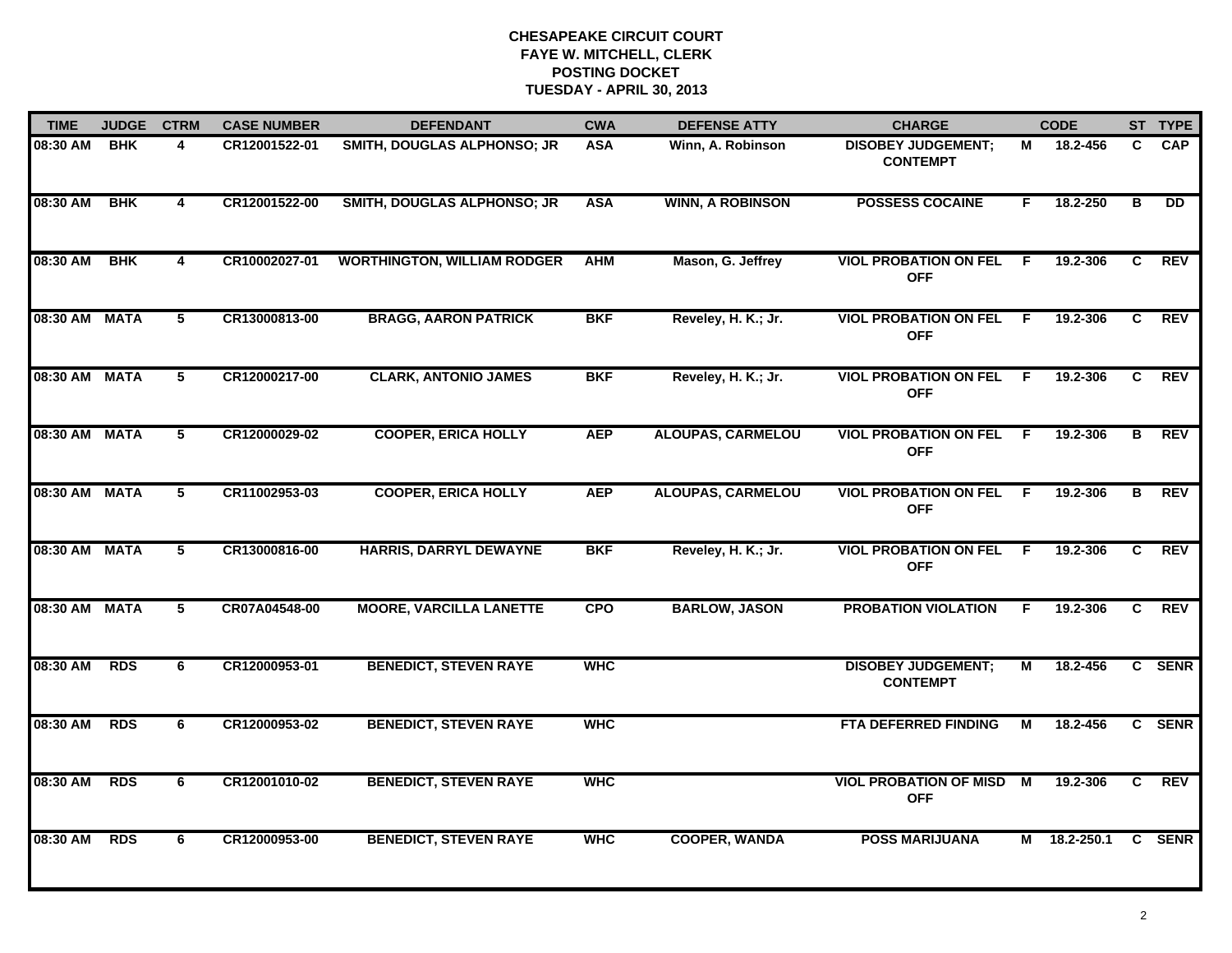**CHESAPEAKE CIRCUIT COURT**
**FAYE W. MITCHELL, CLERK**
**POSTING DOCKET**
**TUESDAY - APRIL 30, 2013**

| TIME | JUDGE | CTRM | CASE NUMBER | DEFENDANT | CWA | DEFENSE ATTY | CHARGE | | CODE | ST | TYPE |
|---|---|---|---|---|---|---|---|---|---|---|---|
| 08:30 AM | BHK | 4 | CR12001522-01 | SMITH, DOUGLAS ALPHONSO; JR | ASA | Winn, A. Robinson | DISOBEY JUDGEMENT; CONTEMPT | M | 18.2-456 | C | CAP |
| 08:30 AM | BHK | 4 | CR12001522-00 | SMITH, DOUGLAS ALPHONSO; JR | ASA | WINN, A ROBINSON | POSSESS COCAINE | F | 18.2-250 | B | DD |
| 08:30 AM | BHK | 4 | CR10002027-01 | WORTHINGTON, WILLIAM RODGER | AHM | Mason, G. Jeffrey | VIOL PROBATION ON FEL OFF | F | 19.2-306 | C | REV |
| 08:30 AM | MATA | 5 | CR13000813-00 | BRAGG, AARON PATRICK | BKF | Reveley, H. K.; Jr. | VIOL PROBATION ON FEL OFF | F | 19.2-306 | C | REV |
| 08:30 AM | MATA | 5 | CR12000217-00 | CLARK, ANTONIO JAMES | BKF | Reveley, H. K.; Jr. | VIOL PROBATION ON FEL OFF | F | 19.2-306 | C | REV |
| 08:30 AM | MATA | 5 | CR12000029-02 | COOPER, ERICA HOLLY | AEP | ALOUPAS, CARMELOU | VIOL PROBATION ON FEL OFF | F | 19.2-306 | B | REV |
| 08:30 AM | MATA | 5 | CR11002953-03 | COOPER, ERICA HOLLY | AEP | ALOUPAS, CARMELOU | VIOL PROBATION ON FEL OFF | F | 19.2-306 | B | REV |
| 08:30 AM | MATA | 5 | CR13000816-00 | HARRIS, DARRYL DEWAYNE | BKF | Reveley, H. K.; Jr. | VIOL PROBATION ON FEL OFF | F | 19.2-306 | C | REV |
| 08:30 AM | MATA | 5 | CR07A04548-00 | MOORE, VARCILLA LANETTE | CPO | BARLOW, JASON | PROBATION VIOLATION | F | 19.2-306 | C | REV |
| 08:30 AM | RDS | 6 | CR12000953-01 | BENEDICT, STEVEN RAYE | WHC | | DISOBEY JUDGEMENT; CONTEMPT | M | 18.2-456 | C | SENR |
| 08:30 AM | RDS | 6 | CR12000953-02 | BENEDICT, STEVEN RAYE | WHC | | FTA DEFERRED FINDING | M | 18.2-456 | C | SENR |
| 08:30 AM | RDS | 6 | CR12001010-02 | BENEDICT, STEVEN RAYE | WHC | | VIOL PROBATION OF MISD OFF | M | 19.2-306 | C | REV |
| 08:30 AM | RDS | 6 | CR12000953-00 | BENEDICT, STEVEN RAYE | WHC | COOPER, WANDA | POSS MARIJUANA | M | 18.2-250.1 | C | SENR |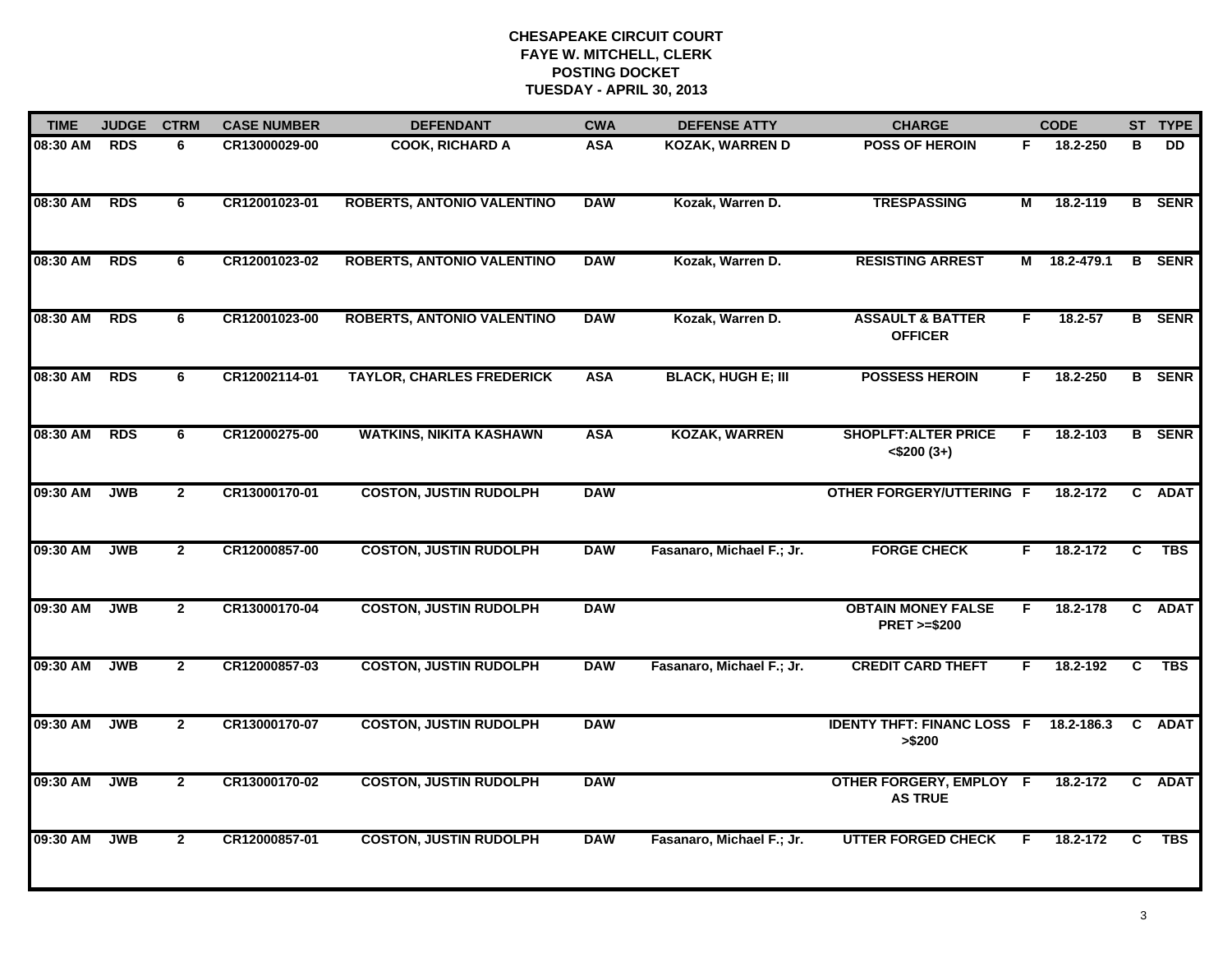# CHESAPEAKE CIRCUIT COURT
## FAYE W. MITCHELL, CLERK
## POSTING DOCKET
## TUESDAY - APRIL 30, 2013

| TIME | JUDGE | CTRM | CASE NUMBER | DEFENDANT | CWA | DEFENSE ATTY | CHARGE | | CODE | ST | TYPE |
|---|---|---|---|---|---|---|---|---|---|---|---|
| 08:30 AM | RDS | 6 | CR13000029-00 | COOK, RICHARD A | ASA | KOZAK, WARREN D | POSS OF HEROIN | F | 18.2-250 | B | DD |
| 08:30 AM | RDS | 6 | CR12001023-01 | ROBERTS, ANTONIO VALENTINO | DAW | Kozak, Warren D. | TRESPASSING | M | 18.2-119 | B | SENR |
| 08:30 AM | RDS | 6 | CR12001023-02 | ROBERTS, ANTONIO VALENTINO | DAW | Kozak, Warren D. | RESISTING ARREST | M | 18.2-479.1 | B | SENR |
| 08:30 AM | RDS | 6 | CR12001023-00 | ROBERTS, ANTONIO VALENTINO | DAW | Kozak, Warren D. | ASSAULT & BATTER OFFICER | F | 18.2-57 | B | SENR |
| 08:30 AM | RDS | 6 | CR12002114-01 | TAYLOR, CHARLES FREDERICK | ASA | BLACK, HUGH E; III | POSSESS HEROIN | F | 18.2-250 | B | SENR |
| 08:30 AM | RDS | 6 | CR12000275-00 | WATKINS, NIKITA KASHAWN | ASA | KOZAK, WARREN | SHOPLFT:ALTER PRICE <$200 (3+) | F | 18.2-103 | B | SENR |
| 09:30 AM | JWB | 2 | CR13000170-01 | COSTON, JUSTIN RUDOLPH | DAW | | OTHER FORGERY/UTTERING | F | 18.2-172 | C | ADAT |
| 09:30 AM | JWB | 2 | CR12000857-00 | COSTON, JUSTIN RUDOLPH | DAW | Fasanaro, Michael F.; Jr. | FORGE CHECK | F | 18.2-172 | C | TBS |
| 09:30 AM | JWB | 2 | CR13000170-04 | COSTON, JUSTIN RUDOLPH | DAW | | OBTAIN MONEY FALSE PRET >=$200 | F | 18.2-178 | C | ADAT |
| 09:30 AM | JWB | 2 | CR12000857-03 | COSTON, JUSTIN RUDOLPH | DAW | Fasanaro, Michael F.; Jr. | CREDIT CARD THEFT | F | 18.2-192 | C | TBS |
| 09:30 AM | JWB | 2 | CR13000170-07 | COSTON, JUSTIN RUDOLPH | DAW | | IDENTY THFT: FINANC LOSS >$200 | F | 18.2-186.3 | C | ADAT |
| 09:30 AM | JWB | 2 | CR13000170-02 | COSTON, JUSTIN RUDOLPH | DAW | | OTHER FORGERY, EMPLOY AS TRUE | F | 18.2-172 | C | ADAT |
| 09:30 AM | JWB | 2 | CR12000857-01 | COSTON, JUSTIN RUDOLPH | DAW | Fasanaro, Michael F.; Jr. | UTTER FORGED CHECK | F | 18.2-172 | C | TBS |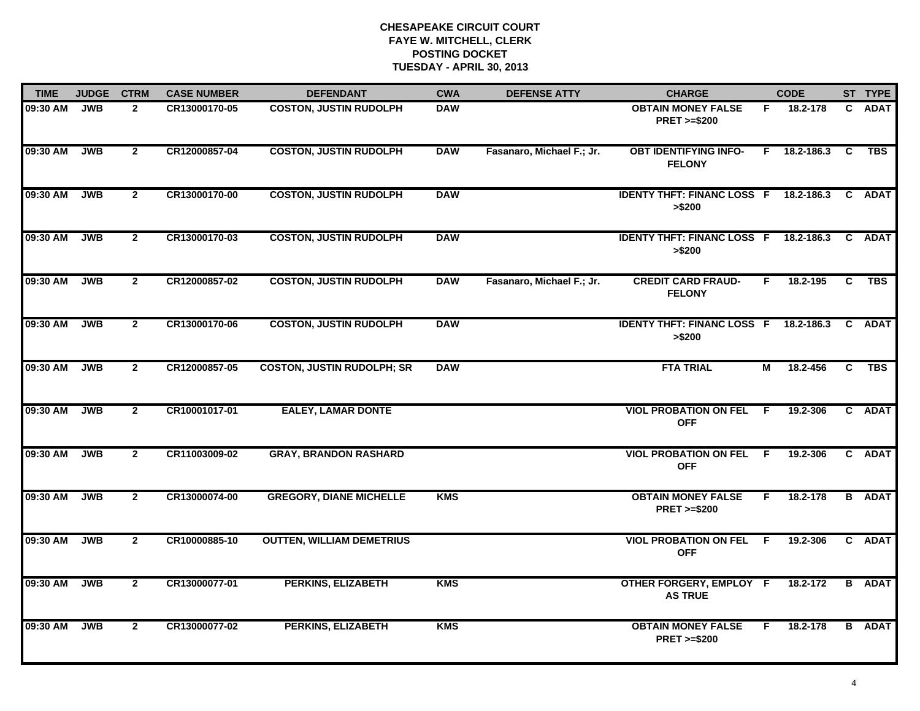# CHESAPEAKE CIRCUIT COURT
## FAYE W. MITCHELL, CLERK
## POSTING DOCKET
## TUESDAY - APRIL 30, 2013

| TIME | JUDGE | CTRM | CASE NUMBER | DEFENDANT | CWA | DEFENSE ATTY | CHARGE | | CODE | ST | TYPE |
|---|---|---|---|---|---|---|---|---|---|---|---|
| 09:30 AM | JWB | 2 | CR13000170-05 | COSTON, JUSTIN RUDOLPH | DAW | | OBTAIN MONEY FALSE PRET >=$200 | F | 18.2-178 | C | ADAT |
| 09:30 AM | JWB | 2 | CR12000857-04 | COSTON, JUSTIN RUDOLPH | DAW | Fasanaro, Michael F.; Jr. | OBT IDENTIFYING INFO-FELONY | F | 18.2-186.3 | C | TBS |
| 09:30 AM | JWB | 2 | CR13000170-00 | COSTON, JUSTIN RUDOLPH | DAW | | IDENTY THFT: FINANC LOSS >$200 | F | 18.2-186.3 | C | ADAT |
| 09:30 AM | JWB | 2 | CR13000170-03 | COSTON, JUSTIN RUDOLPH | DAW | | IDENTY THFT: FINANC LOSS >$200 | F | 18.2-186.3 | C | ADAT |
| 09:30 AM | JWB | 2 | CR12000857-02 | COSTON, JUSTIN RUDOLPH | DAW | Fasanaro, Michael F.; Jr. | CREDIT CARD FRAUD-FELONY | F | 18.2-195 | C | TBS |
| 09:30 AM | JWB | 2 | CR13000170-06 | COSTON, JUSTIN RUDOLPH | DAW | | IDENTY THFT: FINANC LOSS >$200 | F | 18.2-186.3 | C | ADAT |
| 09:30 AM | JWB | 2 | CR12000857-05 | COSTON, JUSTIN RUDOLPH; SR | DAW | | FTA TRIAL | M | 18.2-456 | C | TBS |
| 09:30 AM | JWB | 2 | CR10001017-01 | EALEY, LAMAR DONTE | | | VIOL PROBATION ON FEL OFF | F | 19.2-306 | C | ADAT |
| 09:30 AM | JWB | 2 | CR11003009-02 | GRAY, BRANDON RASHARD | | | VIOL PROBATION ON FEL OFF | F | 19.2-306 | C | ADAT |
| 09:30 AM | JWB | 2 | CR13000074-00 | GREGORY, DIANE MICHELLE | KMS | | OBTAIN MONEY FALSE PRET >=$200 | F | 18.2-178 | B | ADAT |
| 09:30 AM | JWB | 2 | CR10000885-10 | OUTTEN, WILLIAM DEMETRIUS | | | VIOL PROBATION ON FEL OFF | F | 19.2-306 | C | ADAT |
| 09:30 AM | JWB | 2 | CR13000077-01 | PERKINS, ELIZABETH | KMS | | OTHER FORGERY, EMPLOY AS TRUE | F | 18.2-172 | B | ADAT |
| 09:30 AM | JWB | 2 | CR13000077-02 | PERKINS, ELIZABETH | KMS | | OBTAIN MONEY FALSE PRET >=$200 | F | 18.2-178 | B | ADAT |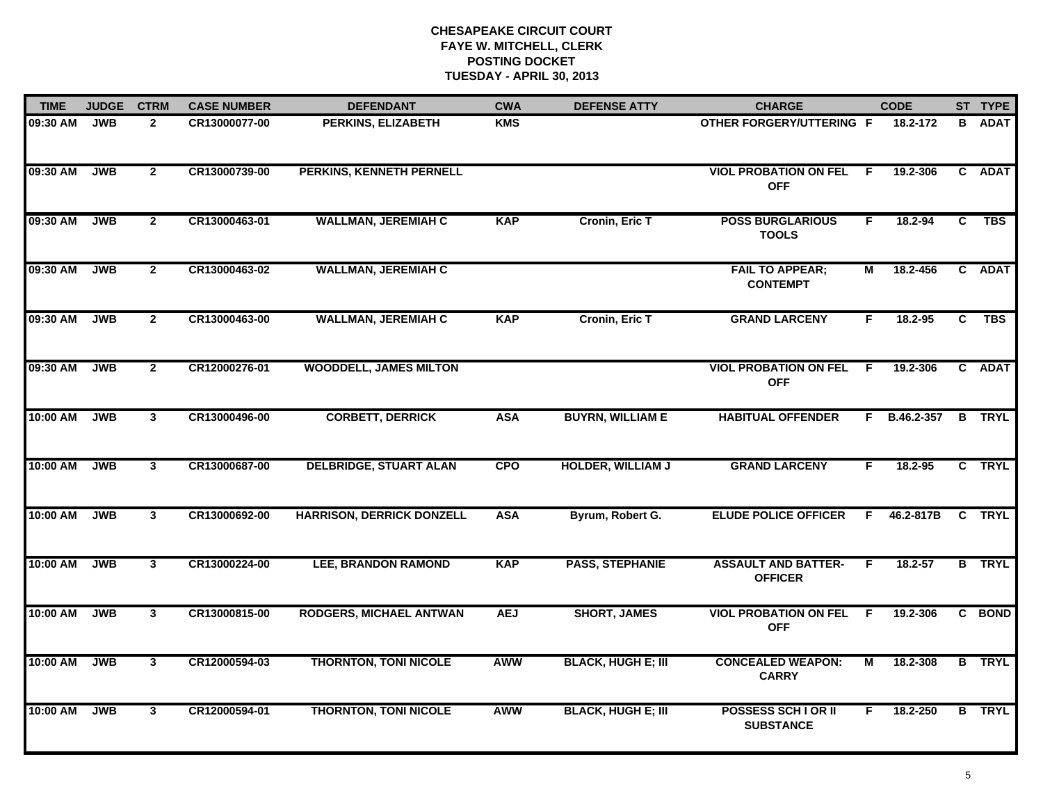# CHESAPEAKE CIRCUIT COURT
## FAYE W. MITCHELL, CLERK
## POSTING DOCKET
## TUESDAY - APRIL 30, 2013

| TIME | JUDGE | CTRM | CASE NUMBER | DEFENDANT | CWA | DEFENSE ATTY | CHARGE | | CODE | ST | TYPE |
|---|---|---|---|---|---|---|---|---|---|---|---|
| 09:30 AM | JWB | 2 | CR13000077-00 | PERKINS, ELIZABETH | KMS | | OTHER FORGERY/UTTERING | F | 18.2-172 | B | ADAT |
| 09:30 AM | JWB | 2 | CR13000739-00 | PERKINS, KENNETH PERNELL | | | VIOL PROBATION ON FEL OFF | F | 19.2-306 | C | ADAT |
| 09:30 AM | JWB | 2 | CR13000463-01 | WALLMAN, JEREMIAH C | KAP | Cronin, Eric T | POSS BURGLARIOUS TOOLS | F | 18.2-94 | C | TBS |
| 09:30 AM | JWB | 2 | CR13000463-02 | WALLMAN, JEREMIAH C | | | FAIL TO APPEAR; CONTEMPT | M | 18.2-456 | C | ADAT |
| 09:30 AM | JWB | 2 | CR13000463-00 | WALLMAN, JEREMIAH C | KAP | Cronin, Eric T | GRAND LARCENY | F | 18.2-95 | C | TBS |
| 09:30 AM | JWB | 2 | CR12000276-01 | WOODDELL, JAMES MILTON | | | VIOL PROBATION ON FEL OFF | F | 19.2-306 | C | ADAT |
| 10:00 AM | JWB | 3 | CR13000496-00 | CORBETT, DERRICK | ASA | BUYRN, WILLIAM E | HABITUAL OFFENDER | F | B.46.2-357 | B | TRYL |
| 10:00 AM | JWB | 3 | CR13000687-00 | DELBRIDGE, STUART ALAN | CPO | HOLDER, WILLIAM J | GRAND LARCENY | F | 18.2-95 | C | TRYL |
| 10:00 AM | JWB | 3 | CR13000692-00 | HARRISON, DERRICK DONZELL | ASA | Byrum, Robert G. | ELUDE POLICE OFFICER | F | 46.2-817B | C | TRYL |
| 10:00 AM | JWB | 3 | CR13000224-00 | LEE, BRANDON RAMOND | KAP | PASS, STEPHANIE | ASSAULT AND BATTER-OFFICER | F | 18.2-57 | B | TRYL |
| 10:00 AM | JWB | 3 | CR13000815-00 | RODGERS, MICHAEL ANTWAN | AEJ | SHORT, JAMES | VIOL PROBATION ON FEL OFF | F | 19.2-306 | C | BOND |
| 10:00 AM | JWB | 3 | CR12000594-03 | THORNTON, TONI NICOLE | AWW | BLACK, HUGH E; III | CONCEALED WEAPON: CARRY | M | 18.2-308 | B | TRYL |
| 10:00 AM | JWB | 3 | CR12000594-01 | THORNTON, TONI NICOLE | AWW | BLACK, HUGH E; III | POSSESS SCH I OR II SUBSTANCE | F | 18.2-250 | B | TRYL |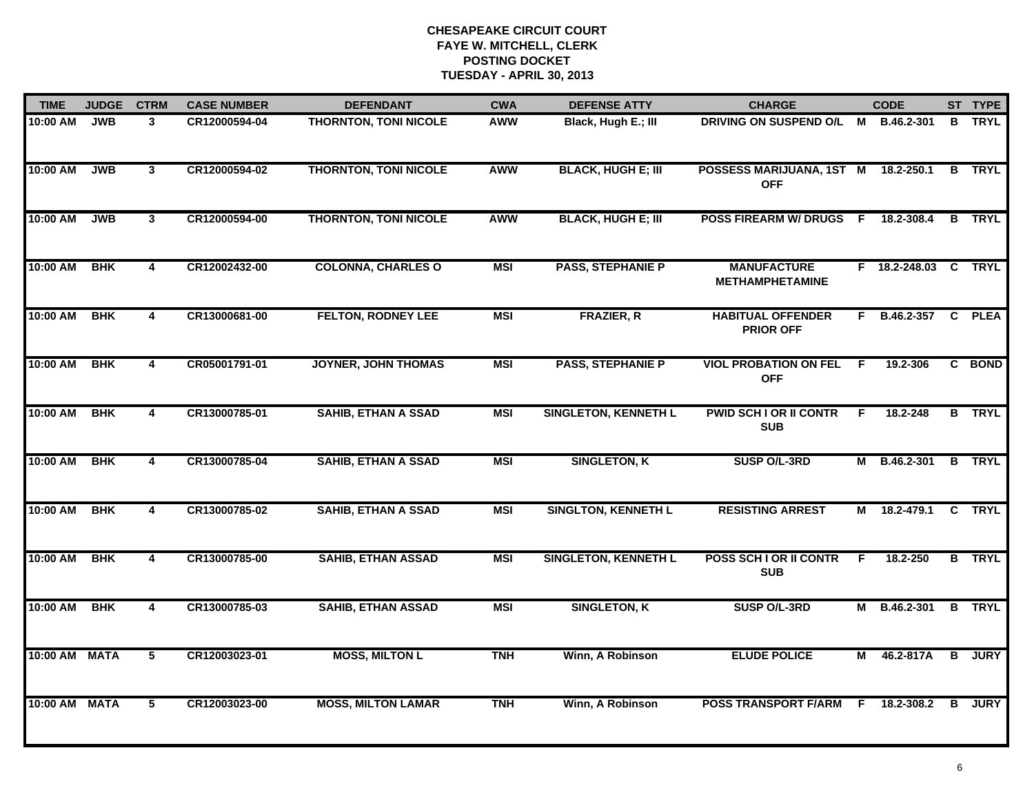# CHESAPEAKE CIRCUIT COURT
## FAYE W. MITCHELL, CLERK
## POSTING DOCKET
## TUESDAY - APRIL 30, 2013

| TIME | JUDGE | CTRM | CASE NUMBER | DEFENDANT | CWA | DEFENSE ATTY | CHARGE | | CODE | ST | TYPE |
|---|---|---|---|---|---|---|---|---|---|---|---|
| 10:00 AM | JWB | 3 | CR12000594-04 | THORNTON, TONI NICOLE | AWW | Black, Hugh E.; III | DRIVING ON SUSPEND O/L | M | B.46.2-301 | B | TRYL |
| 10:00 AM | JWB | 3 | CR12000594-02 | THORNTON, TONI NICOLE | AWW | BLACK, HUGH E; III | POSSESS MARIJUANA, 1ST OFF | M | 18.2-250.1 | B | TRYL |
| 10:00 AM | JWB | 3 | CR12000594-00 | THORNTON, TONI NICOLE | AWW | BLACK, HUGH E; III | POSS FIREARM W/ DRUGS | F | 18.2-308.4 | B | TRYL |
| 10:00 AM | BHK | 4 | CR12002432-00 | COLONNA, CHARLES O | MSI | PASS, STEPHANIE P | MANUFACTURE METHAMPHETAMINE | F | 18.2-248.03 | C | TRYL |
| 10:00 AM | BHK | 4 | CR13000681-00 | FELTON, RODNEY LEE | MSI | FRAZIER, R | HABITUAL OFFENDER PRIOR OFF | F | B.46.2-357 | C | PLEA |
| 10:00 AM | BHK | 4 | CR05001791-01 | JOYNER, JOHN THOMAS | MSI | PASS, STEPHANIE P | VIOL PROBATION ON FEL OFF | F | 19.2-306 | C | BOND |
| 10:00 AM | BHK | 4 | CR13000785-01 | SAHIB, ETHAN A SSAD | MSI | SINGLETON, KENNETH L | PWID SCH I OR II CONTR SUB | F | 18.2-248 | B | TRYL |
| 10:00 AM | BHK | 4 | CR13000785-04 | SAHIB, ETHAN A SSAD | MSI | SINGLETON, K | SUSP O/L-3RD | M | B.46.2-301 | B | TRYL |
| 10:00 AM | BHK | 4 | CR13000785-02 | SAHIB, ETHAN A SSAD | MSI | SINGLTON, KENNETH L | RESISTING ARREST | M | 18.2-479.1 | C | TRYL |
| 10:00 AM | BHK | 4 | CR13000785-00 | SAHIB, ETHAN ASSAD | MSI | SINGLETON, KENNETH L | POSS SCH I OR II CONTR SUB | F | 18.2-250 | B | TRYL |
| 10:00 AM | BHK | 4 | CR13000785-03 | SAHIB, ETHAN ASSAD | MSI | SINGLETON, K | SUSP O/L-3RD | M | B.46.2-301 | B | TRYL |
| 10:00 AM | MATA | 5 | CR12003023-01 | MOSS, MILTON L | TNH | Winn, A Robinson | ELUDE POLICE | M | 46.2-817A | B | JURY |
| 10:00 AM | MATA | 5 | CR12003023-00 | MOSS, MILTON LAMAR | TNH | Winn, A Robinson | POSS TRANSPORT F/ARM | F | 18.2-308.2 | B | JURY |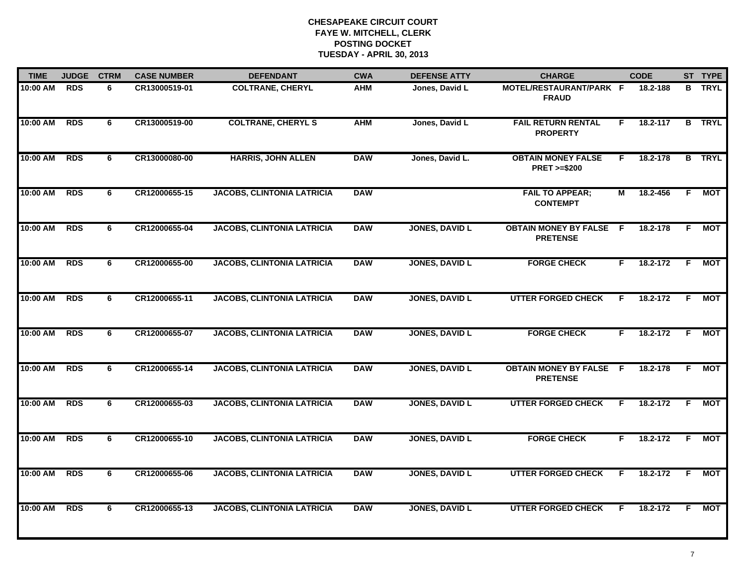**CHESAPEAKE CIRCUIT COURT**
**FAYE W. MITCHELL, CLERK**
**POSTING DOCKET**
**TUESDAY - APRIL 30, 2013**

| TIME | JUDGE | CTRM | CASE NUMBER | DEFENDANT | CWA | DEFENSE ATTY | CHARGE | | CODE | ST | TYPE |
|---|---|---|---|---|---|---|---|---|---|---|---|
| 10:00 AM | RDS | 6 | CR13000519-01 | COLTRANE, CHERYL | AHM | Jones, David L | MOTEL/RESTAURANT/PARK FRAUD | F | 18.2-188 | B | TRYL |
| 10:00 AM | RDS | 6 | CR13000519-00 | COLTRANE, CHERYL S | AHM | Jones, David L | FAIL RETURN RENTAL PROPERTY | F | 18.2-117 | B | TRYL |
| 10:00 AM | RDS | 6 | CR13000080-00 | HARRIS, JOHN ALLEN | DAW | Jones, David L. | OBTAIN MONEY FALSE PRET >=$200 | F | 18.2-178 | B | TRYL |
| 10:00 AM | RDS | 6 | CR12000655-15 | JACOBS, CLINTONIA LATRICIA | DAW | | FAIL TO APPEAR; CONTEMPT | M | 18.2-456 | F | MOT |
| 10:00 AM | RDS | 6 | CR12000655-04 | JACOBS, CLINTONIA LATRICIA | DAW | JONES, DAVID L | OBTAIN MONEY BY FALSE PRETENSE | F | 18.2-178 | F | MOT |
| 10:00 AM | RDS | 6 | CR12000655-00 | JACOBS, CLINTONIA LATRICIA | DAW | JONES, DAVID L | FORGE CHECK | F | 18.2-172 | F | MOT |
| 10:00 AM | RDS | 6 | CR12000655-11 | JACOBS, CLINTONIA LATRICIA | DAW | JONES, DAVID L | UTTER FORGED CHECK | F | 18.2-172 | F | MOT |
| 10:00 AM | RDS | 6 | CR12000655-07 | JACOBS, CLINTONIA LATRICIA | DAW | JONES, DAVID L | FORGE CHECK | F | 18.2-172 | F | MOT |
| 10:00 AM | RDS | 6 | CR12000655-14 | JACOBS, CLINTONIA LATRICIA | DAW | JONES, DAVID L | OBTAIN MONEY BY FALSE PRETENSE | F | 18.2-178 | F | MOT |
| 10:00 AM | RDS | 6 | CR12000655-03 | JACOBS, CLINTONIA LATRICIA | DAW | JONES, DAVID L | UTTER FORGED CHECK | F | 18.2-172 | F | MOT |
| 10:00 AM | RDS | 6 | CR12000655-10 | JACOBS, CLINTONIA LATRICIA | DAW | JONES, DAVID L | FORGE CHECK | F | 18.2-172 | F | MOT |
| 10:00 AM | RDS | 6 | CR12000655-06 | JACOBS, CLINTONIA LATRICIA | DAW | JONES, DAVID L | UTTER FORGED CHECK | F | 18.2-172 | F | MOT |
| 10:00 AM | RDS | 6 | CR12000655-13 | JACOBS, CLINTONIA LATRICIA | DAW | JONES, DAVID L | UTTER FORGED CHECK | F | 18.2-172 | F | MOT |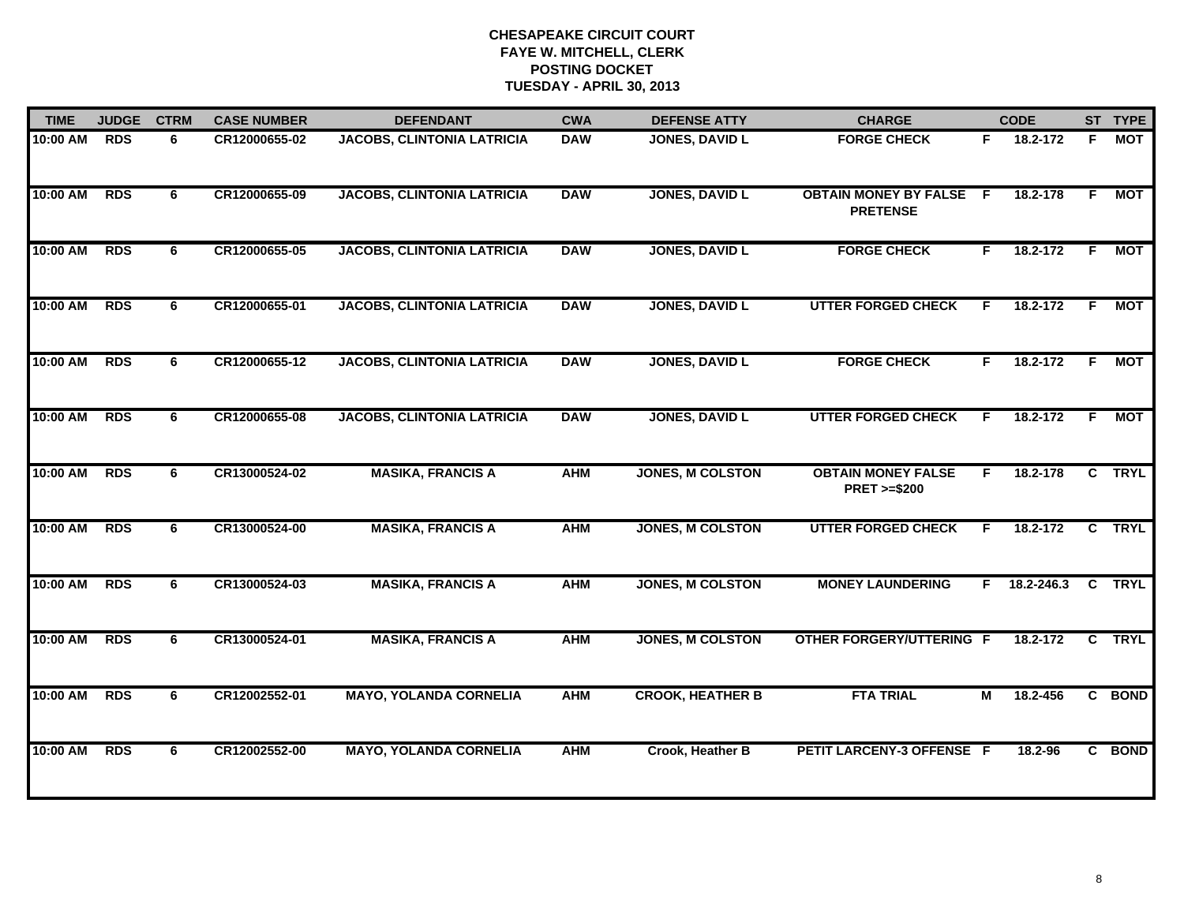# CHESAPEAKE CIRCUIT COURT
## FAYE W. MITCHELL, CLERK
## POSTING DOCKET
## TUESDAY - APRIL 30, 2013

| TIME | JUDGE | CTRM | CASE NUMBER | DEFENDANT | CWA | DEFENSE ATTY | CHARGE | | CODE | ST | TYPE |
|---|---|---|---|---|---|---|---|---|---|---|---|
| 10:00 AM | RDS | 6 | CR12000655-02 | JACOBS, CLINTONIA LATRICIA | DAW | JONES, DAVID L | FORGE CHECK | F | 18.2-172 | F | MOT |
| 10:00 AM | RDS | 6 | CR12000655-09 | JACOBS, CLINTONIA LATRICIA | DAW | JONES, DAVID L | OBTAIN MONEY BY FALSE PRETENSE | F | 18.2-178 | F | MOT |
| 10:00 AM | RDS | 6 | CR12000655-05 | JACOBS, CLINTONIA LATRICIA | DAW | JONES, DAVID L | FORGE CHECK | F | 18.2-172 | F | MOT |
| 10:00 AM | RDS | 6 | CR12000655-01 | JACOBS, CLINTONIA LATRICIA | DAW | JONES, DAVID L | UTTER FORGED CHECK | F | 18.2-172 | F | MOT |
| 10:00 AM | RDS | 6 | CR12000655-12 | JACOBS, CLINTONIA LATRICIA | DAW | JONES, DAVID L | FORGE CHECK | F | 18.2-172 | F | MOT |
| 10:00 AM | RDS | 6 | CR12000655-08 | JACOBS, CLINTONIA LATRICIA | DAW | JONES, DAVID L | UTTER FORGED CHECK | F | 18.2-172 | F | MOT |
| 10:00 AM | RDS | 6 | CR13000524-02 | MASIKA, FRANCIS A | AHM | JONES, M COLSTON | OBTAIN MONEY FALSE PRET >=$200 | F | 18.2-178 | C | TRYL |
| 10:00 AM | RDS | 6 | CR13000524-00 | MASIKA, FRANCIS A | AHM | JONES, M COLSTON | UTTER FORGED CHECK | F | 18.2-172 | C | TRYL |
| 10:00 AM | RDS | 6 | CR13000524-03 | MASIKA, FRANCIS A | AHM | JONES, M COLSTON | MONEY LAUNDERING | F | 18.2-246.3 | C | TRYL |
| 10:00 AM | RDS | 6 | CR13000524-01 | MASIKA, FRANCIS A | AHM | JONES, M COLSTON | OTHER FORGERY/UTTERING | F | 18.2-172 | C | TRYL |
| 10:00 AM | RDS | 6 | CR12002552-01 | MAYO, YOLANDA CORNELIA | AHM | CROOK, HEATHER B | FTA TRIAL | M | 18.2-456 | C | BOND |
| 10:00 AM | RDS | 6 | CR12002552-00 | MAYO, YOLANDA CORNELIA | AHM | Crook, Heather B | PETIT LARCENY-3 OFFENSE | F | 18.2-96 | C | BOND |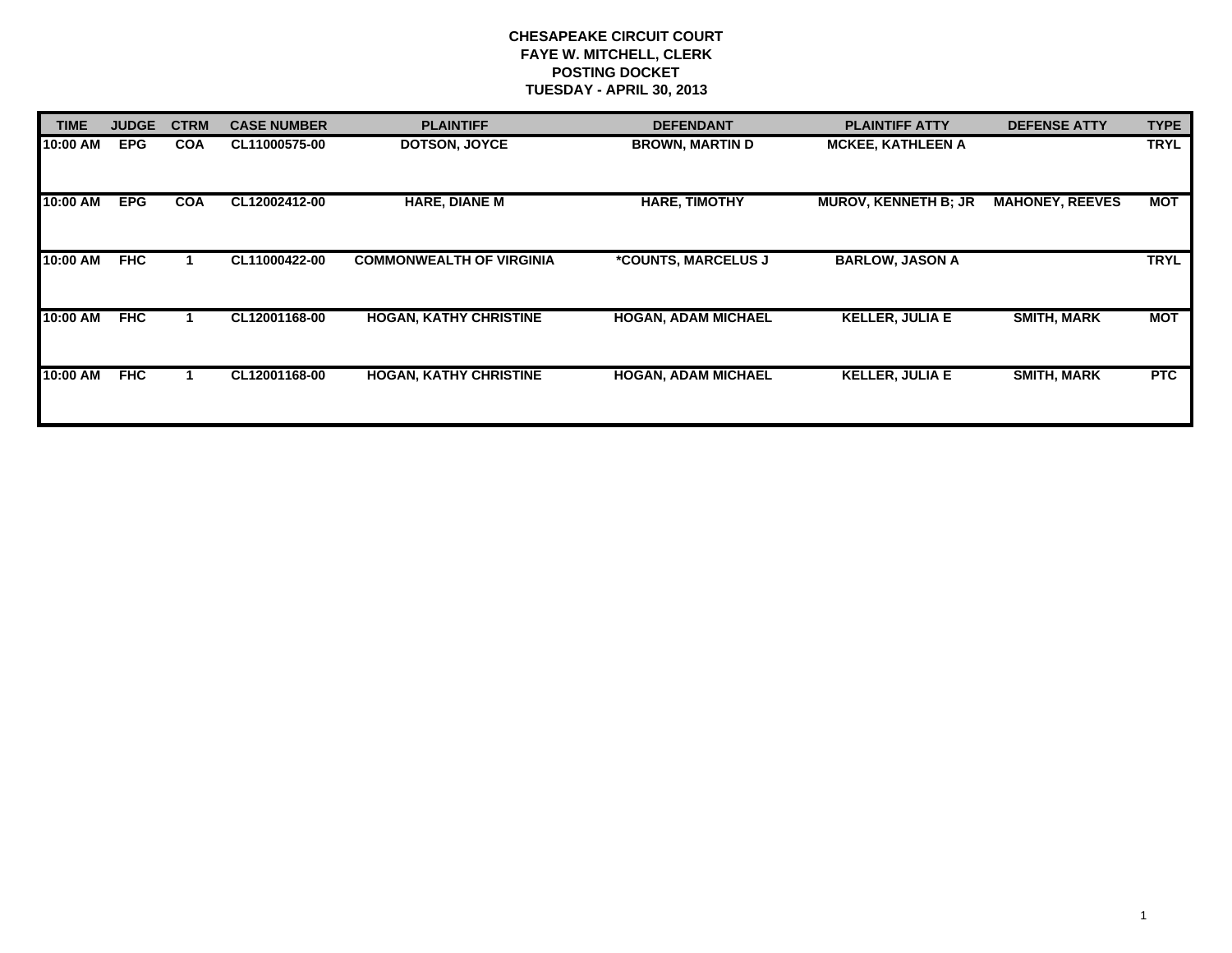**CHESAPEAKE CIRCUIT COURT**
**FAYE W. MITCHELL, CLERK**
**POSTING DOCKET**
**TUESDAY - APRIL 30, 2013**

| TIME | JUDGE | CTRM | CASE NUMBER | PLAINTIFF | DEFENDANT | PLAINTIFF ATTY | DEFENSE ATTY | TYPE |
|---|---|---|---|---|---|---|---|---|
| 10:00 AM | EPG | COA | CL11000575-00 | DOTSON, JOYCE | BROWN, MARTIN D | MCKEE, KATHLEEN A | | TRYL |
| 10:00 AM | EPG | COA | CL12002412-00 | HARE, DIANE M | HARE, TIMOTHY | MUROV, KENNETH B; JR | MAHONEY, REEVES | MOT |
| 10:00 AM | FHC | 1 | CL11000422-00 | COMMONWEALTH OF VIRGINIA | *COUNTS, MARCELUS J | BARLOW, JASON A | | TRYL |
| 10:00 AM | FHC | 1 | CL12001168-00 | HOGAN, KATHY CHRISTINE | HOGAN, ADAM MICHAEL | KELLER, JULIA E | SMITH, MARK | MOT |
| 10:00 AM | FHC | 1 | CL12001168-00 | HOGAN, KATHY CHRISTINE | HOGAN, ADAM MICHAEL | KELLER, JULIA E | SMITH, MARK | PTC |